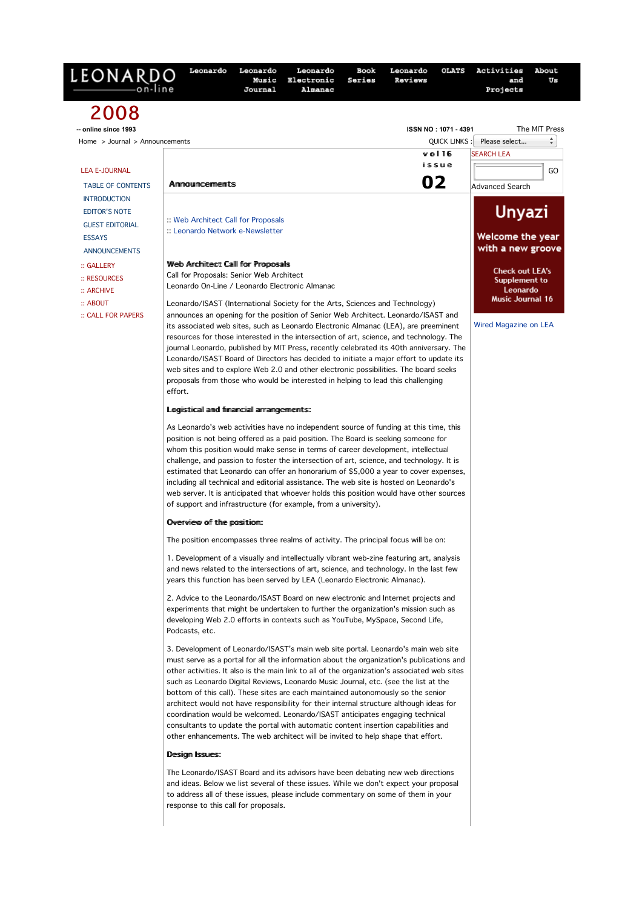# Announcements

:: Web Architect Call for Proposals
:: Leonardo Network e-Newsletter

**Web Architect Call for Proposals**
Call for Proposals: Senior Web Architect
Leonardo On-Line / Leonardo Electronic Almanac

Leonardo/ISAST (International Society for the Arts, Sciences and Technology) announces an opening for the position of Senior Web Architect. Leonardo/ISAST and its associated web sites, such as Leonardo Electronic Almanac (LEA), are preeminent resources for those interested in the intersection of art, science, and technology. The journal Leonardo, published by MIT Press, recently celebrated its 40th anniversary. The Leonardo/ISAST Board of Directors has decided to initiate a major effort to update its web sites and to explore Web 2.0 and other electronic possibilities. The board seeks proposals from those who would be interested in helping to lead this challenging effort.

**Logistical and financial arrangements:**

As Leonardo's web activities have no independent source of funding at this time, this position is not being offered as a paid position. The Board is seeking someone for whom this position would make sense in terms of career development, intellectual challenge, and passion to foster the intersection of art, science, and technology. It is estimated that Leonardo can offer an honorarium of $5,000 a year to cover expenses, including all technical and editorial assistance. The web site is hosted on Leonardo's web server. It is anticipated that whoever holds this position would have other sources of support and infrastructure (for example, from a university).

**Overview of the position:**

The position encompasses three realms of activity. The principal focus will be on:

1. Development of a visually and intellectually vibrant web-zine featuring art, analysis and news related to the intersections of art, science, and technology. In the last few years this function has been served by LEA (Leonardo Electronic Almanac).

2. Advice to the Leonardo/ISAST Board on new electronic and Internet projects and experiments that might be undertaken to further the organization's mission such as developing Web 2.0 efforts in contexts such as YouTube, MySpace, Second Life, Podcasts, etc.

3. Development of Leonardo/ISAST's main web site portal. Leonardo's main web site must serve as a portal for all the information about the organization's publications and other activities. It also is the main link to all of the organization's associated web sites such as Leonardo Digital Reviews, Leonardo Music Journal, etc. (see the list at the bottom of this call). These sites are each maintained autonomously so the senior architect would not have responsibility for their internal structure although ideas for coordination would be welcomed. Leonardo/ISAST anticipates engaging technical consultants to update the portal with automatic content insertion capabilities and other enhancements. The web architect will be invited to help shape that effort.

**Design Issues:**

The Leonardo/ISAST Board and its advisors have been debating new web directions and ideas. Below we list several of these issues. While we don't expect your proposal to address all of these issues, please include commentary on some of them in your response to this call for proposals.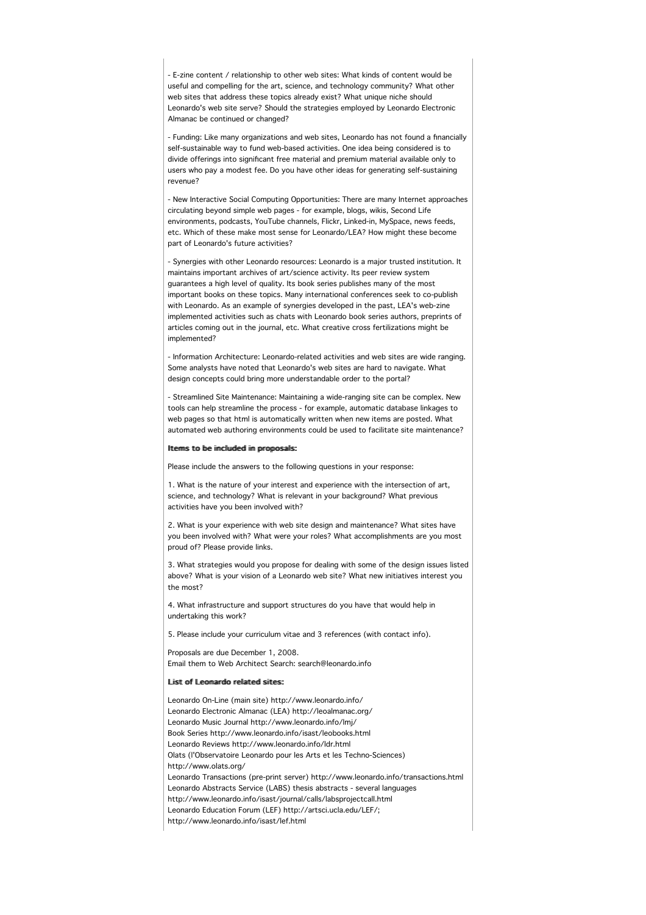- E-zine content / relationship to other web sites: What kinds of content would be useful and compelling for the art, science, and technology community? What other web sites that address these topics already exist? What unique niche should Leonardo's web site serve? Should the strategies employed by Leonardo Electronic Almanac be continued or changed?

- Funding: Like many organizations and web sites, Leonardo has not found a financially self-sustainable way to fund web-based activities. One idea being considered is to divide offerings into significant free material and premium material available only to users who pay a modest fee. Do you have other ideas for generating self-sustaining revenue?

- New Interactive Social Computing Opportunities: There are many Internet approaches circulating beyond simple web pages - for example, blogs, wikis, Second Life environments, podcasts, YouTube channels, Flickr, Linked-in, MySpace, news feeds, etc. Which of these make most sense for Leonardo/LEA? How might these become part of Leonardo's future activities?

- Synergies with other Leonardo resources: Leonardo is a major trusted institution. It maintains important archives of art/science activity. Its peer review system guarantees a high level of quality. Its book series publishes many of the most important books on these topics. Many international conferences seek to co-publish with Leonardo. As an example of synergies developed in the past, LEA's web-zine implemented activities such as chats with Leonardo book series authors, preprints of articles coming out in the journal, etc. What creative cross fertilizations might be implemented?

- Information Architecture: Leonardo-related activities and web sites are wide ranging. Some analysts have noted that Leonardo's web sites are hard to navigate. What design concepts could bring more understandable order to the portal?

- Streamlined Site Maintenance: Maintaining a wide-ranging site can be complex. New tools can help streamline the process - for example, automatic database linkages to web pages so that html is automatically written when new items are posted. What automated web authoring environments could be used to facilitate site maintenance?

**Items to be included in proposals:**

Please include the answers to the following questions in your response:

1. What is the nature of your interest and experience with the intersection of art, science, and technology? What is relevant in your background? What previous activities have you been involved with?

2. What is your experience with web site design and maintenance? What sites have you been involved with? What were your roles? What accomplishments are you most proud of? Please provide links.

3. What strategies would you propose for dealing with some of the design issues listed above? What is your vision of a Leonardo web site? What new initiatives interest you the most?

4. What infrastructure and support structures do you have that would help in undertaking this work?

5. Please include your curriculum vitae and 3 references (with contact info).

Proposals are due December 1, 2008.
Email them to Web Architect Search: search@leonardo.info

**List of Leonardo related sites:**

Leonardo On-Line (main site) http://www.leonardo.info/
Leonardo Electronic Almanac (LEA) http://leoalmanac.org/
Leonardo Music Journal http://www.leonardo.info/lmj/
Book Series http://www.leonardo.info/isast/leobooks.html
Leonardo Reviews http://www.leonardo.info/ldr.html
Olats (l'Observatoire Leonardo pour les Arts et les Techno-Sciences)
http://www.olats.org/
Leonardo Transactions (pre-print server) http://www.leonardo.info/transactions.html
Leonardo Abstracts Service (LABS) thesis abstracts - several languages
http://www.leonardo.info/isast/journal/calls/labsprojectcall.html
Leonardo Education Forum (LEF) http://artsci.ucla.edu/LEF/;
http://www.leonardo.info/isast/lef.html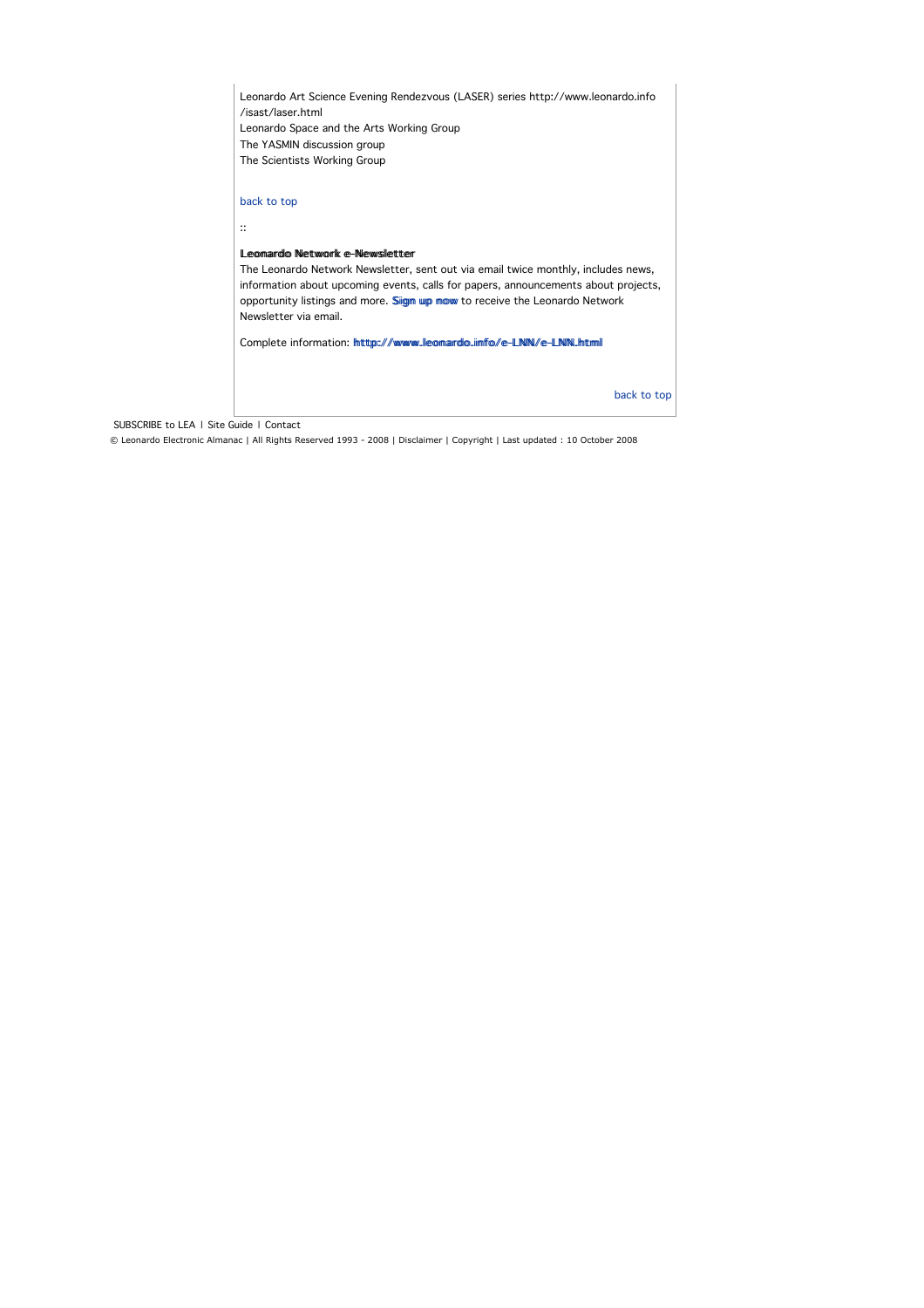Leonardo Art Science Evening Rendezvous (LASER) series http://www.leonardo.info/isast/laser.html
Leonardo Space and the Arts Working Group
The YASMIN discussion group
The Scientists Working Group

back to top

::

**Leonardo Network e-Newsletter**

The Leonardo Network Newsletter, sent out via email twice monthly, includes news, information about upcoming events, calls for papers, announcements about projects, opportunity listings and more. **Sign up now** to receive the Leonardo Network Newsletter via email.

Complete information: **http://www.leonardo.info/e-LNN/e-LNN.html**

back to top

SUBSCRIBE to LEA | Site Guide | Contact

© Leonardo Electronic Almanac | All Rights Reserved 1993 - 2008 | Disclaimer | Copyright | Last updated : 10 October 2008